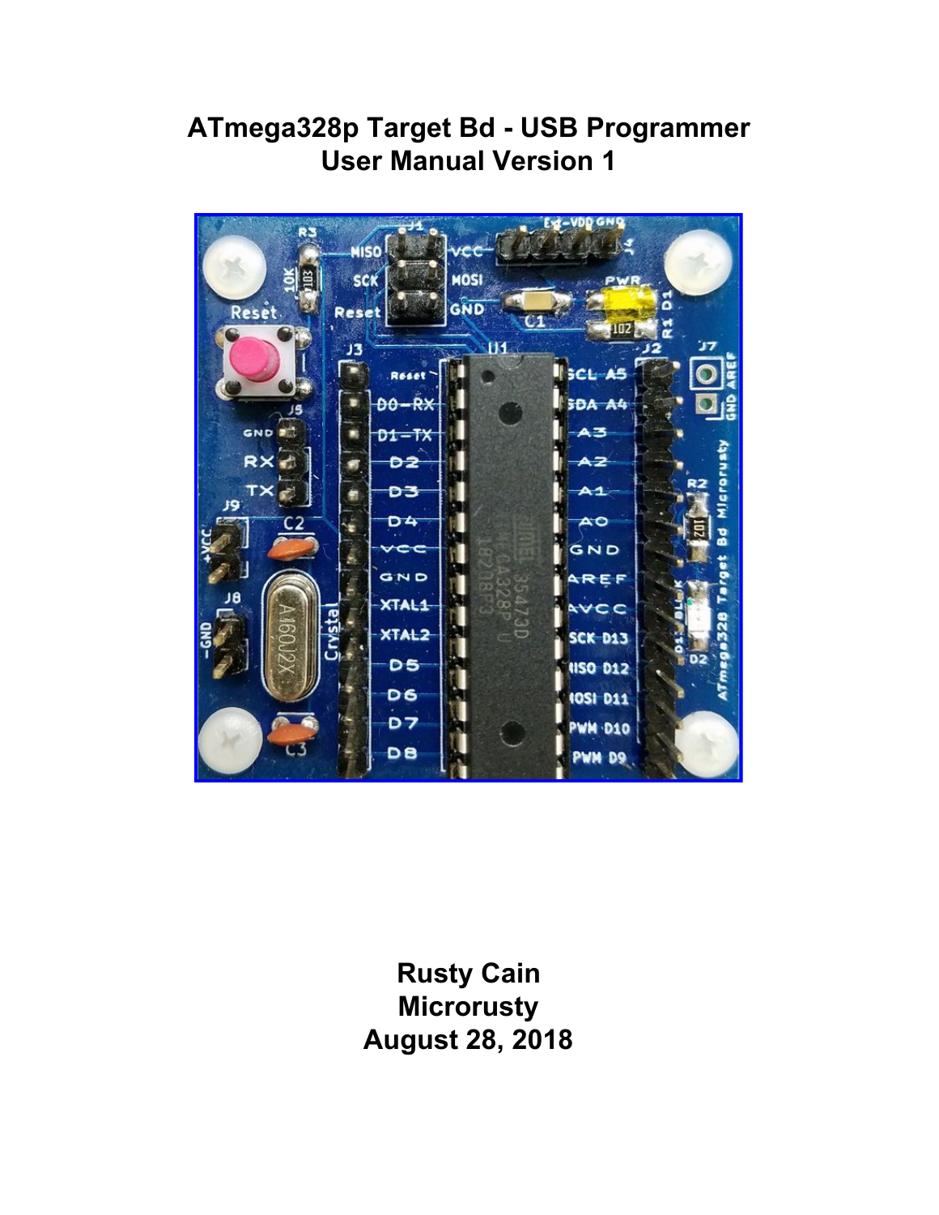# ATmega328p Target Bd - USB Programmer
# User Manual Version 1

**Rusty Cain**
**Microrusty**
**August 28, 2018**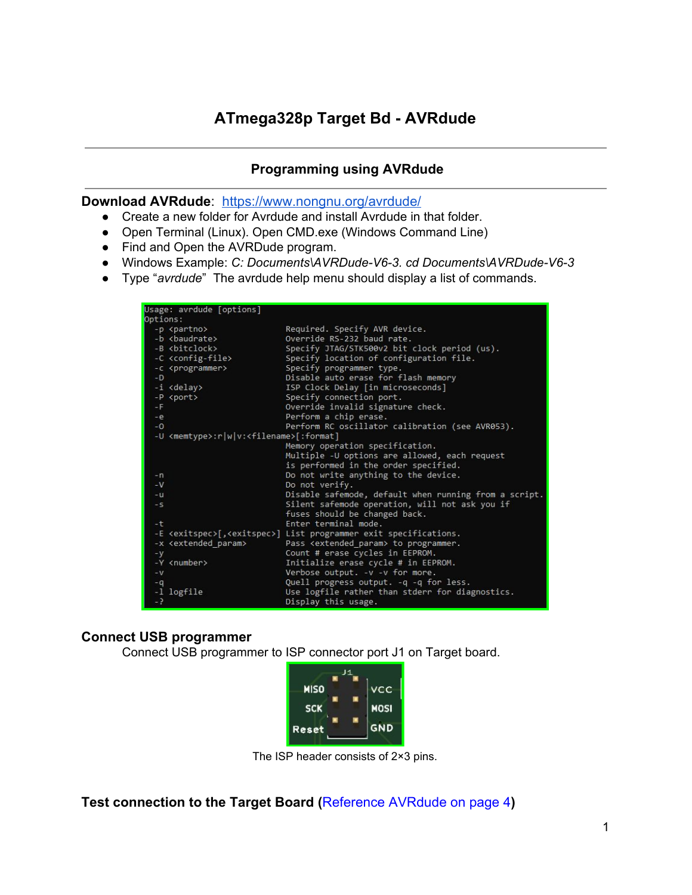# ATmega328p Target Bd - AVRdude

## Programming using AVRdude

**Download AVRdude**: [https://www.nongnu.org/avrdude/](https://www.nongnu.org/avrdude/)

- Create a new folder for Avrdude and install Avrdude in that folder.
- Open Terminal (Linux). Open CMD.exe (Windows Command Line)
- Find and Open the AVRDude program.
- Windows Example: *C: Documents\AVRDude-V6-3. cd Documents\AVRDude-V6-3*
- Type "*avrdude*" The avrdude help menu should display a list of commands.

```
Usage: avrdude [options]
Options:
  -p <partno>                Required. Specify AVR device.
  -b <baudrate>              Override RS-232 baud rate.
  -B <bitclock>              Specify JTAG/STK500v2 bit clock period (us).
  -C <config-file>           Specify location of configuration file.
  -c <programmer>            Specify programmer type.
  -D                         Disable auto erase for flash memory
  -i <delay>                 ISP Clock Delay [in microseconds]
  -P <port>                  Specify connection port.
  -F                         Override invalid signature check.
  -e                         Perform a chip erase.
  -O                         Perform RC oscillator calibration (see AVR053).
  -U <memtype>:r|w|v:<filename>[:format]
                             Memory operation specification.
                             Multiple -U options are allowed, each request
                             is performed in the order specified.
  -n                         Do not write anything to the device.
  -V                         Do not verify.
  -u                         Disable safemode, default when running from a script.
  -s                         Silent safemode operation, will not ask you if
                             fuses should be changed back.
  -t                         Enter terminal mode.
  -E <exitspec>[,<exitspec>] List programmer exit specifications.
  -x <extended_param>        Pass <extended_param> to programmer.
  -y                         Count # erase cycles in EEPROM.
  -Y <number>                Initialize erase cycle # in EEPROM.
  -v                         Verbose output. -v -v for more.
  -q                         Quell progress output. -q -q for less.
  -l logfile                 Use logfile rather than stderr for diagnostics.
  -?                         Display this usage.
```

### Connect USB programmer

Connect USB programmer to ISP connector port J1 on Target board.

The ISP header consists of 2×3 pins.

### Test connection to the Target Board (Reference AVRdude on page 4)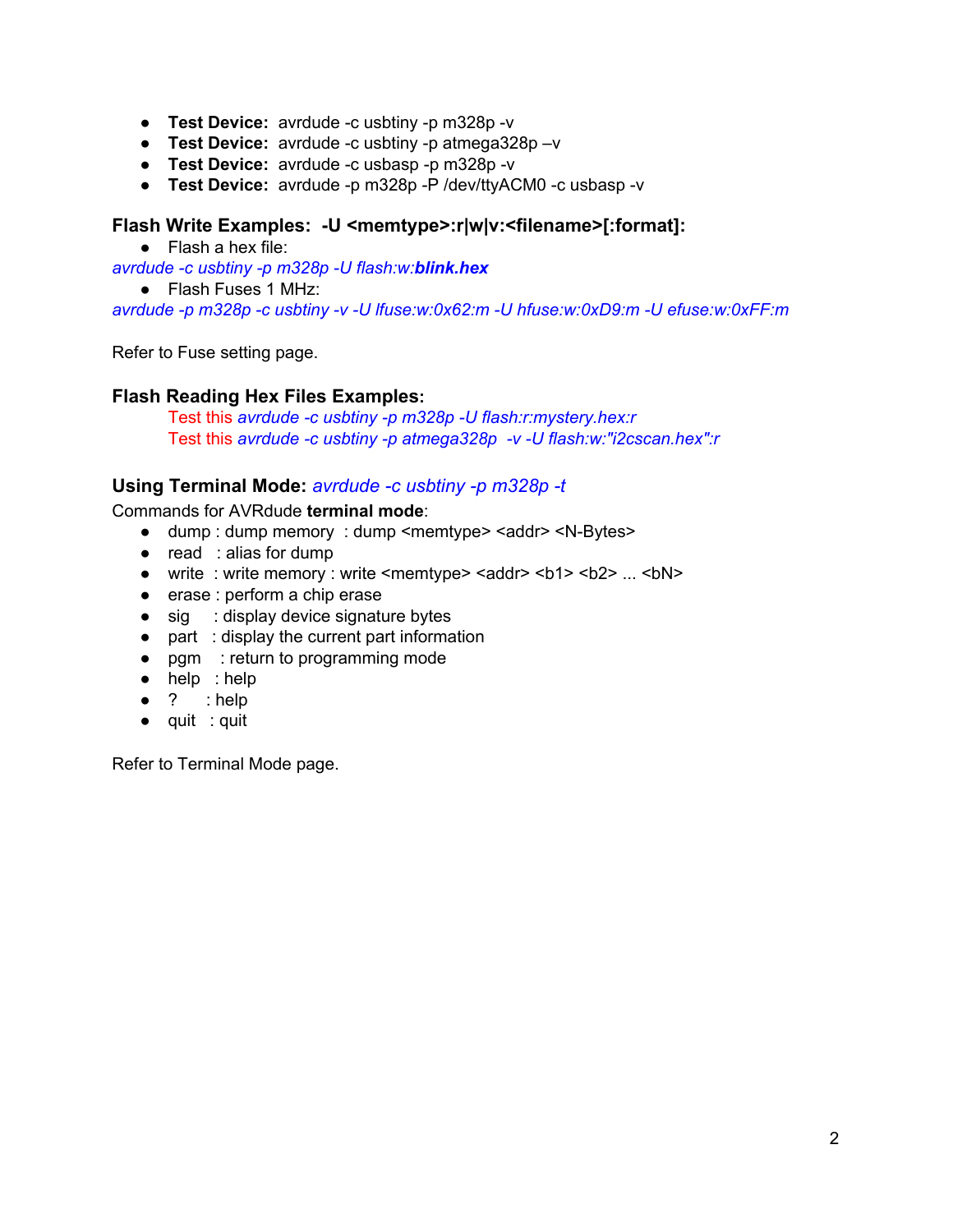- **Test Device:** avrdude -c usbtiny -p m328p -v
- **Test Device:** avrdude -c usbtiny -p atmega328p –v
- **Test Device:** avrdude -c usbasp -p m328p -v
- **Test Device:** avrdude -p m328p -P /dev/ttyACM0 -c usbasp -v

### Flash Write Examples: -U <memtype>:r|w|v:<filename>[:format]:

- Flash a hex file:

*avrdude -c usbtiny -p m328p -U flash:w:**blink.hex***

- Flash Fuses 1 MHz:

*avrdude -p m328p -c usbtiny -v -U lfuse:w:0x62:m -U hfuse:w:0xD9:m -U efuse:w:0xFF:m*

Refer to Fuse setting page.

### Flash Reading Hex Files Examples:

Test this *avrdude -c usbtiny -p m328p -U flash:r:mystery.hex:r*
Test this *avrdude -c usbtiny -p atmega328p -v -U flash:w:"i2cscan.hex":r*

### Using Terminal Mode: *avrdude -c usbtiny -p m328p -t*

Commands for AVRdude **terminal mode**:

- dump : dump memory : dump <memtype> <addr> <N-Bytes>
- read : alias for dump
- write : write memory : write <memtype> <addr> <b1> <b2> ... <bN>
- erase : perform a chip erase
- sig : display device signature bytes
- part : display the current part information
- pgm : return to programming mode
- help : help
- ? : help
- quit : quit

Refer to Terminal Mode page.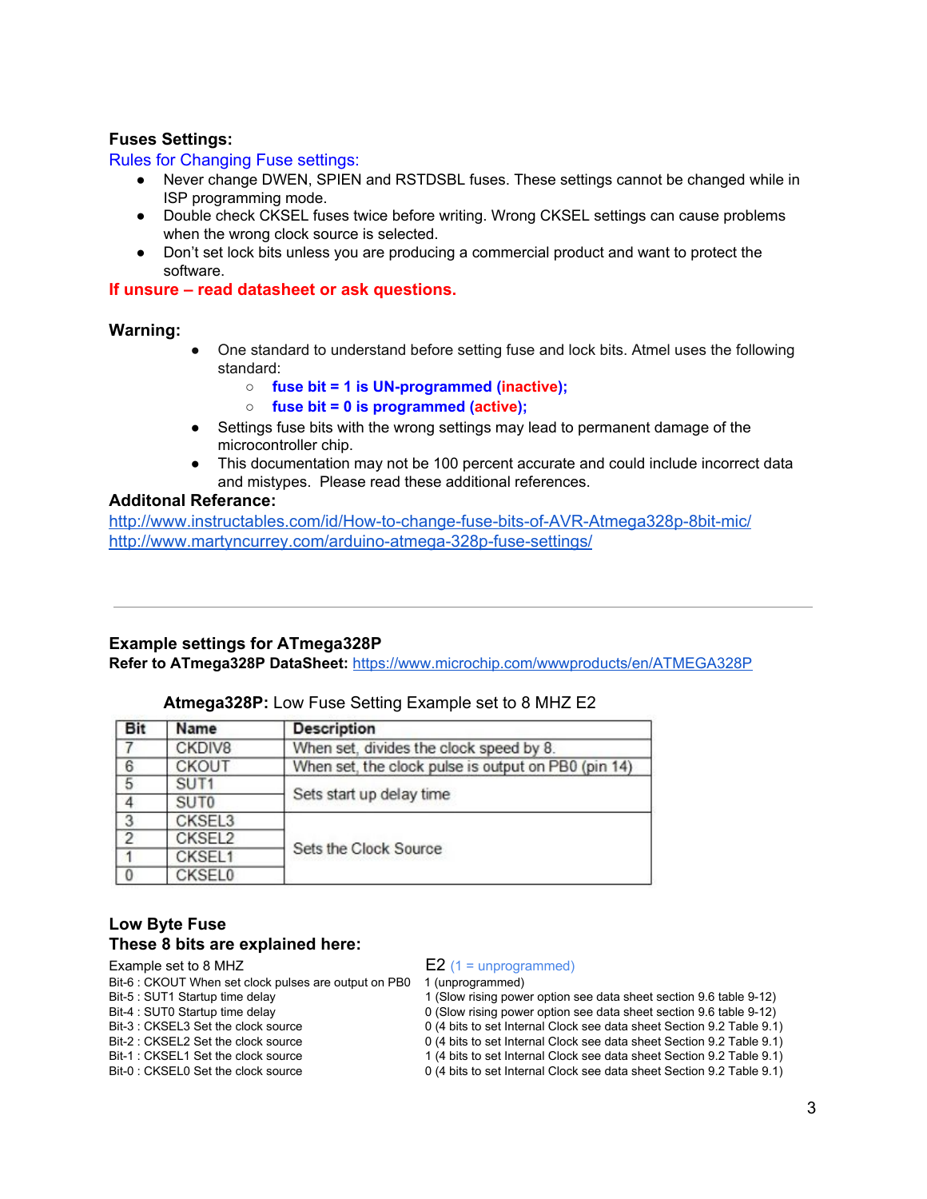### Fuses Settings:

Rules for Changing Fuse settings:

- Never change DWEN, SPIEN and RSTDSBL fuses. These settings cannot be changed while in ISP programming mode.
- Double check CKSEL fuses twice before writing. Wrong CKSEL settings can cause problems when the wrong clock source is selected.
- Don't set lock bits unless you are producing a commercial product and want to protect the software.

**If unsure – read datasheet or ask questions.**

### Warning:

- One standard to understand before setting fuse and lock bits. Atmel uses the following standard:
  - **fuse bit = 1 is UN-programmed (inactive);**
  - **fuse bit = 0 is programmed (active);**
- Settings fuse bits with the wrong settings may lead to permanent damage of the microcontroller chip.
- This documentation may not be 100 percent accurate and could include incorrect data and mistypes. Please read these additional references.

**Additonal Referance:**

http://www.instructables.com/id/How-to-change-fuse-bits-of-AVR-Atmega328p-8bit-mic/
http://www.martyncurrey.com/arduino-atmega-328p-fuse-settings/

---

### Example settings for ATmega328P

**Refer to ATmega328P DataSheet:** https://www.microchip.com/wwwproducts/en/ATMEGA328P

**Atmega328P:** Low Fuse Setting Example set to 8 MHZ E2

| Bit | Name | Description |
|---|---|---|
| 7 | CKDIV8 | When set, divides the clock speed by 8. |
| 6 | CKOUT | When set, the clock pulse is output on PB0 (pin 14) |
| 5 | SUT1 | Sets start up delay time |
| 4 | SUT0 | |
| 3 | CKSEL3 | Sets the Clock Source |
| 2 | CKSEL2 | |
| 1 | CKSEL1 | |
| 0 | CKSEL0 | |

### Low Byte Fuse

### These 8 bits are explained here:

| Example set to 8 MHZ | E2 (1 = unprogrammed) |
|---|---|
| Bit-6 : CKOUT When set clock pulses are output on PB0 | 1 (unprogrammed) |
| Bit-5 : SUT1 Startup time delay | 1 (Slow rising power option see data sheet section 9.6 table 9-12) |
| Bit-4 : SUT0 Startup time delay | 0 (Slow rising power option see data sheet section 9.6 table 9-12) |
| Bit-3 : CKSEL3 Set the clock source | 0 (4 bits to set Internal Clock see data sheet Section 9.2 Table 9.1) |
| Bit-2 : CKSEL2 Set the clock source | 0 (4 bits to set Internal Clock see data sheet Section 9.2 Table 9.1) |
| Bit-1 : CKSEL1 Set the clock source | 1 (4 bits to set Internal Clock see data sheet Section 9.2 Table 9.1) |
| Bit-0 : CKSEL0 Set the clock source | 0 (4 bits to set Internal Clock see data sheet Section 9.2 Table 9.1) |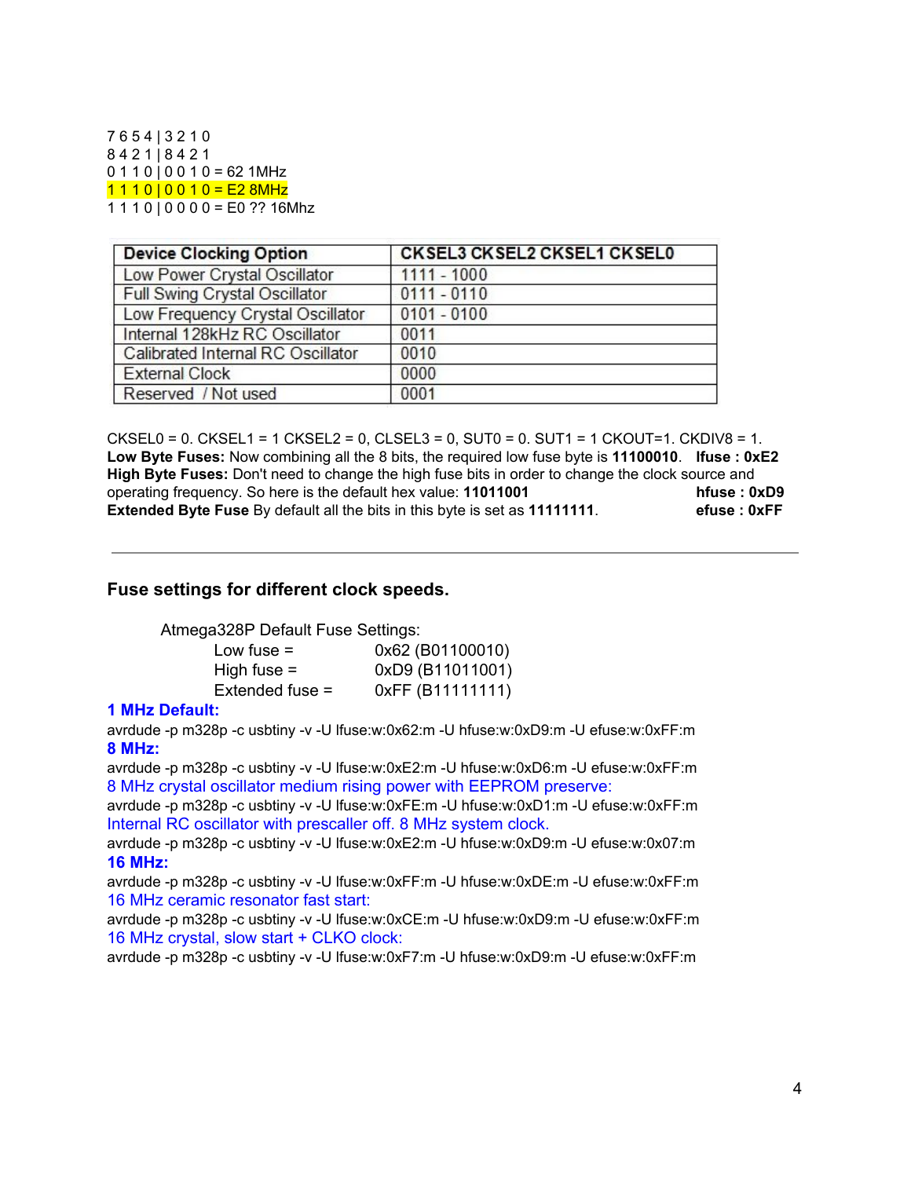7 6 5 4 | 3 2 1 0
8 4 2 1 | 8 4 2 1
0 1 1 0 | 0 0 1 0 = 62 1MHz
1 1 1 0 | 0 0 1 0 = E2 8MHz
1 1 1 0 | 0 0 0 0 = E0 ?? 16Mhz

| Device Clocking Option | CKSEL3 CKSEL2 CKSEL1 CKSEL0 |
|---|---|
| Low Power Crystal Oscillator | 1111 - 1000 |
| Full Swing Crystal Oscillator | 0111 - 0110 |
| Low Frequency Crystal Oscillator | 0101 - 0100 |
| Internal 128kHz RC Oscillator | 0011 |
| Calibrated Internal RC Oscillator | 0010 |
| External Clock | 0000 |
| Reserved / Not used | 0001 |

CKSEL0 = 0. CKSEL1 = 1 CKSEL2 = 0, CLSEL3 = 0, SUT0 = 0. SUT1 = 1 CKOUT=1. CKDIV8 = 1.
**Low Byte Fuses:** Now combining all the 8 bits, the required low fuse byte is **11100010**. **lfuse : 0xE2**
**High Byte Fuses:** Don't need to change the high fuse bits in order to change the clock source and operating frequency. So here is the default hex value: **11011001** **hfuse : 0xD9**
**Extended Byte Fuse** By default all the bits in this byte is set as **11111111**. **efuse : 0xFF**

---

### Fuse settings for different clock speeds.

Atmega328P Default Fuse Settings:

Low fuse = 0x62 (B01100010)
High fuse = 0xD9 (B11011001)
Extended fuse = 0xFF (B11111111)

**1 MHz Default:**
```
avrdude -p m328p -c usbtiny -v -U lfuse:w:0x62:m -U hfuse:w:0xD9:m -U efuse:w:0xFF:m
```
**8 MHz:**
```
avrdude -p m328p -c usbtiny -v -U lfuse:w:0xE2:m -U hfuse:w:0xD6:m -U efuse:w:0xFF:m
```
8 MHz crystal oscillator medium rising power with EEPROM preserve:
```
avrdude -p m328p -c usbtiny -v -U lfuse:w:0xFE:m -U hfuse:w:0xD1:m -U efuse:w:0xFF:m
```
Internal RC oscillator with prescaller off. 8 MHz system clock.
```
avrdude -p m328p -c usbtiny -v -U lfuse:w:0xE2:m -U hfuse:w:0xD9:m -U efuse:w:0x07:m
```
**16 MHz:**
```
avrdude -p m328p -c usbtiny -v -U lfuse:w:0xFF:m -U hfuse:w:0xDE:m -U efuse:w:0xFF:m
```
16 MHz ceramic resonator fast start:
```
avrdude -p m328p -c usbtiny -v -U lfuse:w:0xCE:m -U hfuse:w:0xD9:m -U efuse:w:0xFF:m
```
16 MHz crystal, slow start + CLKO clock:
```
avrdude -p m328p -c usbtiny -v -U lfuse:w:0xF7:m -U hfuse:w:0xD9:m -U efuse:w:0xFF:m
```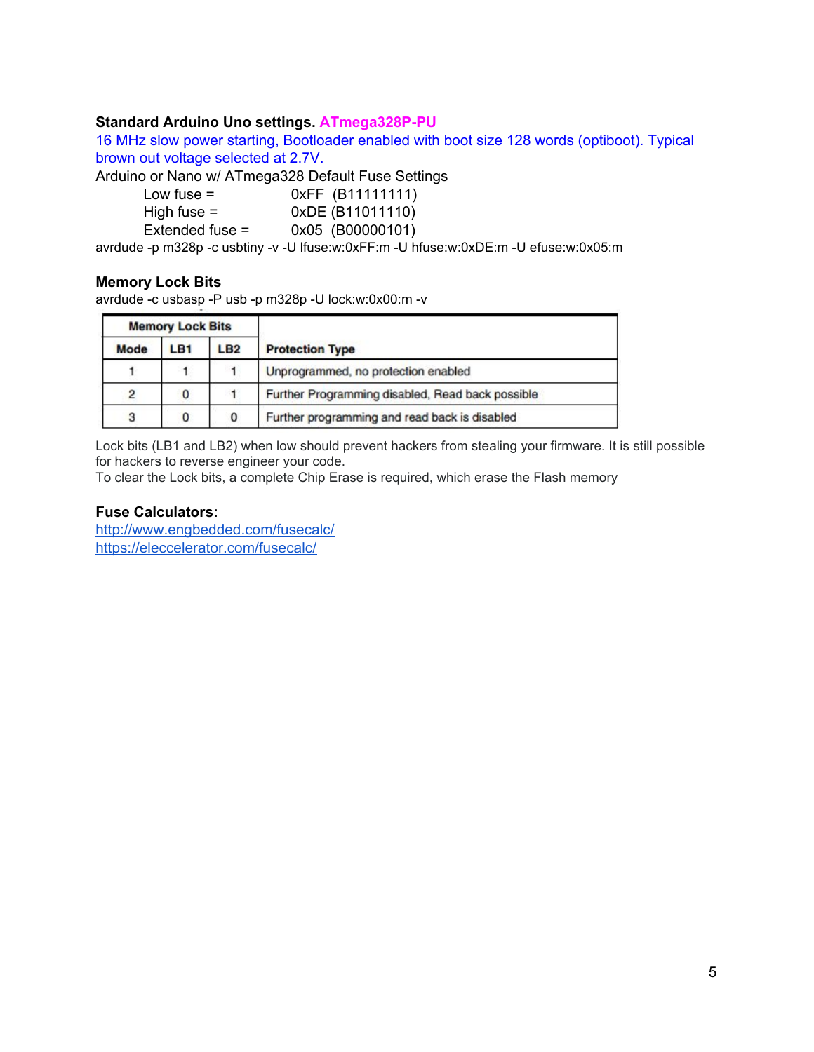**Standard Arduino Uno settings.** ATmega328P-PU

16 MHz slow power starting, Bootloader enabled with boot size 128 words (optiboot). Typical brown out voltage selected at 2.7V.

Arduino or Nano w/ ATmega328 Default Fuse Settings

Low fuse = 0xFF (B11111111)
High fuse = 0xDE (B11011110)
Extended fuse = 0x05 (B00000101)

avrdude -p m328p -c usbtiny -v -U lfuse:w:0xFF:m -U hfuse:w:0xDE:m -U efuse:w:0x05:m

**Memory Lock Bits**

avrdude -c usbasp -P usb -p m328p -U lock:w:0x00:m -v

| Memory Lock Bits | | | |
|---|---|---|---|
| Mode | LB1 | LB2 | Protection Type |
| 1 | 1 | 1 | Unprogrammed, no protection enabled |
| 2 | 0 | 1 | Further Programming disabled, Read back possible |
| 3 | 0 | 0 | Further programming and read back is disabled |

Lock bits (LB1 and LB2) when low should prevent hackers from stealing your firmware. It is still possible for hackers to reverse engineer your code.
To clear the Lock bits, a complete Chip Erase is required, which erase the Flash memory

**Fuse Calculators:**

http://www.engbedded.com/fusecalc/
https://eleccelerator.com/fusecalc/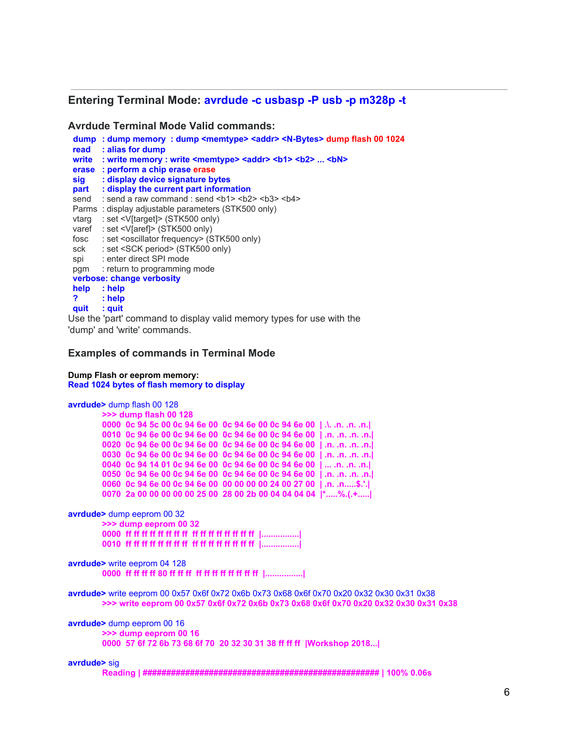## Entering Terminal Mode: avrdude -c usbasp -P usb -p m328p -t

### Avrdude Terminal Mode Valid commands:

```
dump   : dump memory  : dump <memtype> <addr> <N-Bytes> dump flash 00 1024
read   : alias for dump
write  : write memory : write <memtype> <addr> <b1> <b2> ... <bN>
erase  : perform a chip erase erase
sig    : display device signature bytes
part   : display the current part information
send   : send a raw command : send <b1> <b2> <b3> <b4>
Parms  : display adjustable parameters (STK500 only)
vtarg  : set <V[target]> (STK500 only)
varef  : set <V[aref]> (STK500 only)
fosc   : set <oscillator frequency> (STK500 only)
sck    : set <SCK period> (STK500 only)
spi    : enter direct SPI mode
pgm    : return to programming mode
verbose: change verbosity
help   : help
?      : help
quit   : quit
```

Use the 'part' command to display valid memory types for use with the 'dump' and 'write' commands.

### Examples of commands in Terminal Mode

**Dump Flash or eeprom memory:**

Read 1024 bytes of flash memory to display

```
avrdude> dump flash 00 128
    >>> dump flash 00 128
    0000  0c 94 5c 00 0c 94 6e 00  0c 94 6e 00 0c 94 6e 00  | .\. .n. .n. .n.|
    0010  0c 94 6e 00 0c 94 6e 00  0c 94 6e 00 0c 94 6e 00  | .n. .n. .n. .n.|
    0020  0c 94 6e 00 0c 94 6e 00  0c 94 6e 00 0c 94 6e 00  | .n. .n. .n. .n.|
    0030  0c 94 6e 00 0c 94 6e 00  0c 94 6e 00 0c 94 6e 00  | .n. .n. .n. .n.|
    0040  0c 94 14 01 0c 94 6e 00  0c 94 6e 00 0c 94 6e 00  | ... .n. .n. .n.|
    0050  0c 94 6e 00 0c 94 6e 00  0c 94 6e 00 0c 94 6e 00  | .n. .n. .n. .n.|
    0060  0c 94 6e 00 0c 94 6e 00  00 00 00 00 24 00 27 00  | .n. .n.....$.'.|
    0070  2a 00 00 00 00 00 25 00  28 00 2b 00 04 04 04 04  |*.....%.(.+.....|

avrdude> dump eeprom 00 32
    >>> dump eeprom 00 32
    0000  ff ff ff ff ff ff ff ff  ff ff ff ff ff ff ff ff  |................|
    0010  ff ff ff ff ff ff ff ff  ff ff ff ff ff ff ff ff  |................|

avrdude> write eeprom 04 128
    0000  ff ff ff ff 80 ff ff ff  ff ff ff ff ff ff ff ff  |................|

avrdude> write eeprom 00 0x57 0x6f 0x72 0x6b 0x73 0x68 0x6f 0x70 0x20 0x32 0x30 0x31 0x38
    >>> write eeprom 00 0x57 0x6f 0x72 0x6b 0x73 0x68 0x6f 0x70 0x20 0x32 0x30 0x31 0x38

avrdude> dump eeprom 00 16
    >>> dump eeprom 00 16
    0000  57 6f 72 6b 73 68 6f 70  20 32 30 31 38 ff ff ff  |Workshop 2018...|

avrdude> sig
    Reading | ################################################## | 100% 0.06s
```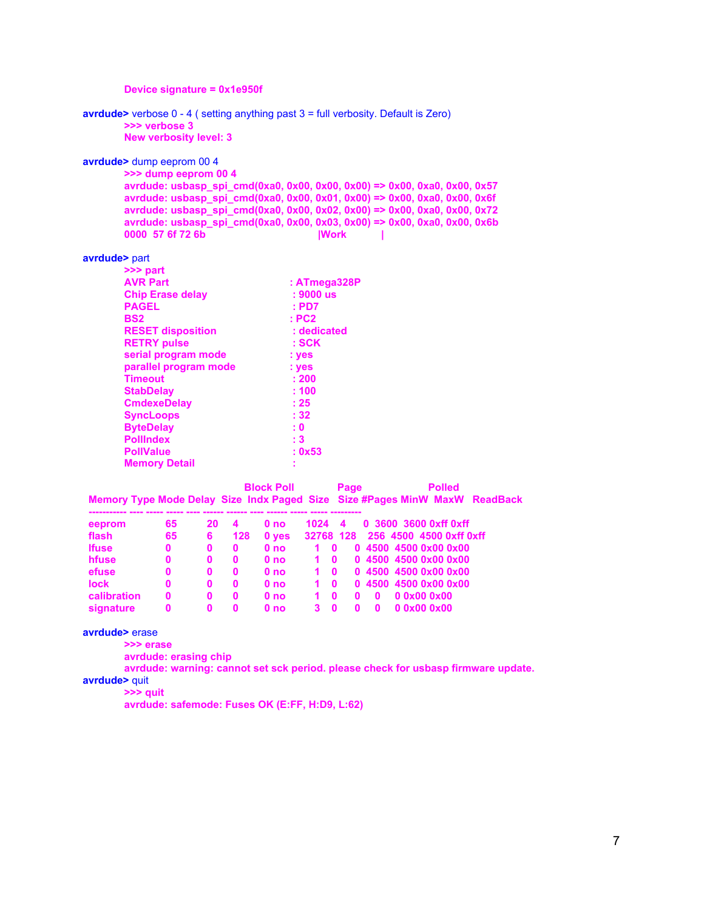**Device signature = 0x1e950f**

**avrdude>** verbose 0 - 4 ( setting anything past 3 = full verbosity. Default is Zero)

**>>> verbose 3**
**New verbosity level: 3**

**avrdude>** dump eeprom 00 4

```
>>> dump eeprom 00 4
avrdude: usbasp_spi_cmd(0xa0, 0x00, 0x00, 0x00) => 0x00, 0xa0, 0x00, 0x57
avrdude: usbasp_spi_cmd(0xa0, 0x00, 0x01, 0x00) => 0x00, 0xa0, 0x00, 0x6f
avrdude: usbasp_spi_cmd(0xa0, 0x00, 0x02, 0x00) => 0x00, 0xa0, 0x00, 0x72
avrdude: usbasp_spi_cmd(0xa0, 0x00, 0x03, 0x00) => 0x00, 0xa0, 0x00, 0x6b
0000  57 6f 72 6b                                          |Work            |
```

**avrdude>** part

```
>>> part
AVR Part                         : ATmega328P
Chip Erase delay                 : 9000 us
PAGEL                            : PD7
BS2                              : PC2
RESET disposition                : dedicated
RETRY pulse                      : SCK
serial program mode              : yes
parallel program mode            : yes
Timeout                          : 200
StabDelay                        : 100
CmdexeDelay                      : 25
SyncLoops                        : 32
ByteDelay                        : 0
PollIndex                        : 3
PollValue                        : 0x53
Memory Detail                    :

                         Block Poll               Page                       Polled
Memory Type Mode Delay  Size  Indx Paged  Size   Size #Pages MinW  MaxW   ReadBack
----------- ---- ----- ----- ---- ------ ------ ---- ------ ----- ----- ---------
eeprom        65    20     4    0 no       1024    4      0  3600  3600 0xff 0xff
flash         65     6   128    0 yes     32768  128    256  4500  4500 0xff 0xff
lfuse          0     0     0    0 no          1    0      0  4500  4500 0x00 0x00
hfuse          0     0     0    0 no          1    0      0  4500  4500 0x00 0x00
efuse          0     0     0    0 no          1    0      0  4500  4500 0x00 0x00
lock           0     0     0    0 no          1    0      0  4500  4500 0x00 0x00
calibration    0     0     0    0 no          1    0      0     0     0 0x00 0x00
signature      0     0     0    0 no          3    0      0     0     0 0x00 0x00
```

**avrdude>** erase

```
>>> erase
avrdude: erasing chip
avrdude: warning: cannot set sck period. please check for usbasp firmware update.
```

**avrdude>** quit

```
>>> quit
avrdude: safemode: Fuses OK (E:FF, H:D9, L:62)
```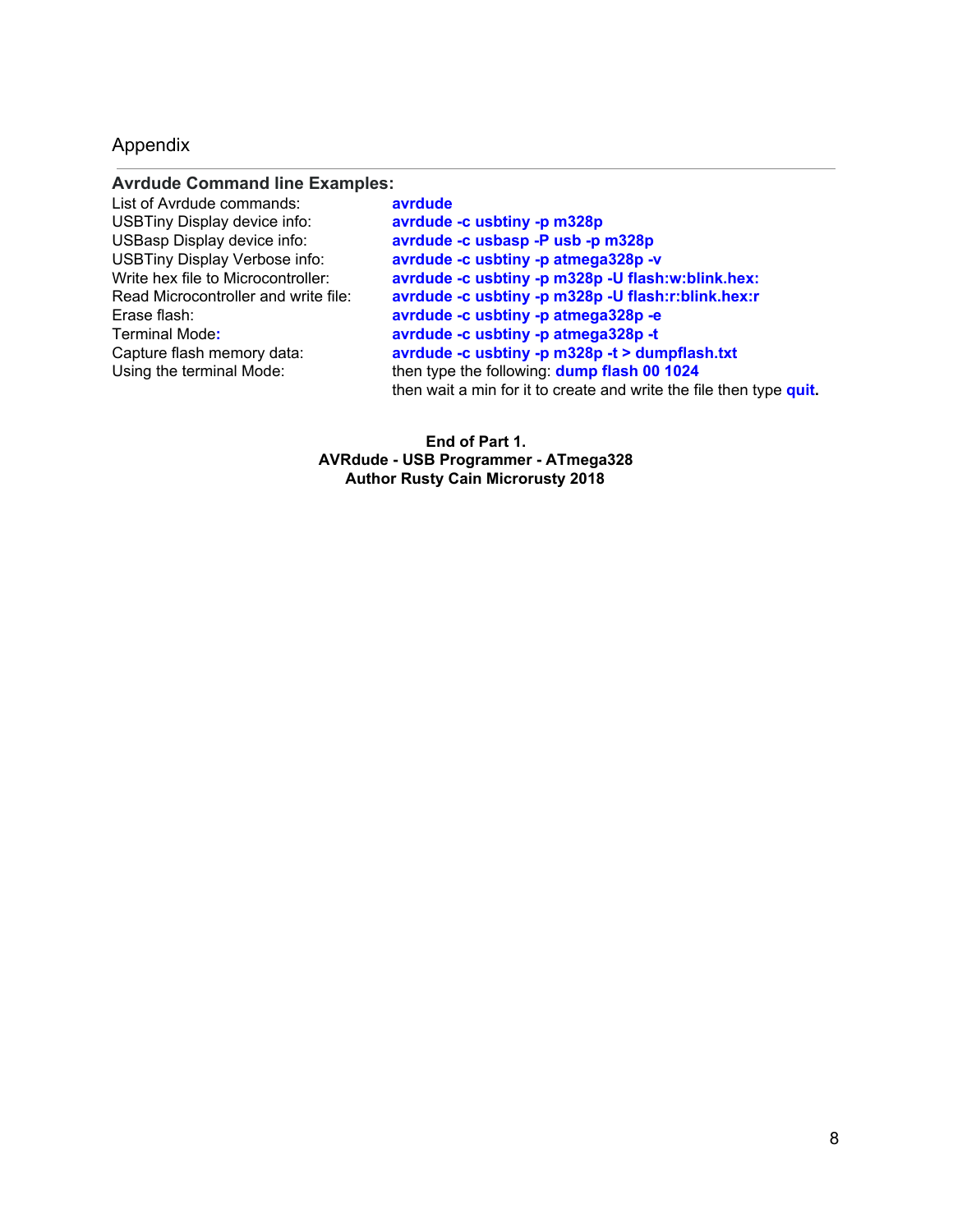## Appendix

---

**Avrdude Command line Examples:**

| | |
|---|---|
| List of Avrdude commands: | **avrdude** |
| USBTiny Display device info: | **avrdude -c usbtiny -p m328p** |
| USBasp Display device info: | **avrdude -c usbasp -P usb -p m328p** |
| USBTiny Display Verbose info: | **avrdude -c usbtiny -p atmega328p -v** |
| Write hex file to Microcontroller: | **avrdude -c usbtiny -p m328p -U flash:w:blink.hex:** |
| Read Microcontroller and write file: | **avrdude -c usbtiny -p m328p -U flash:r:blink.hex:r** |
| Erase flash: | **avrdude -c usbtiny -p atmega328p -e** |
| Terminal Mode**:** | **avrdude -c usbtiny -p atmega328p -t** |
| Capture flash memory data: | **avrdude -c usbtiny -p m328p -t > dumpflash.txt** |
| Using the terminal Mode: | then type the following: **dump flash 00 1024** then wait a min for it to create and write the file then type **quit.** |

**End of Part 1.**
**AVRdude - USB Programmer - ATmega328**
**Author Rusty Cain Microrusty 2018**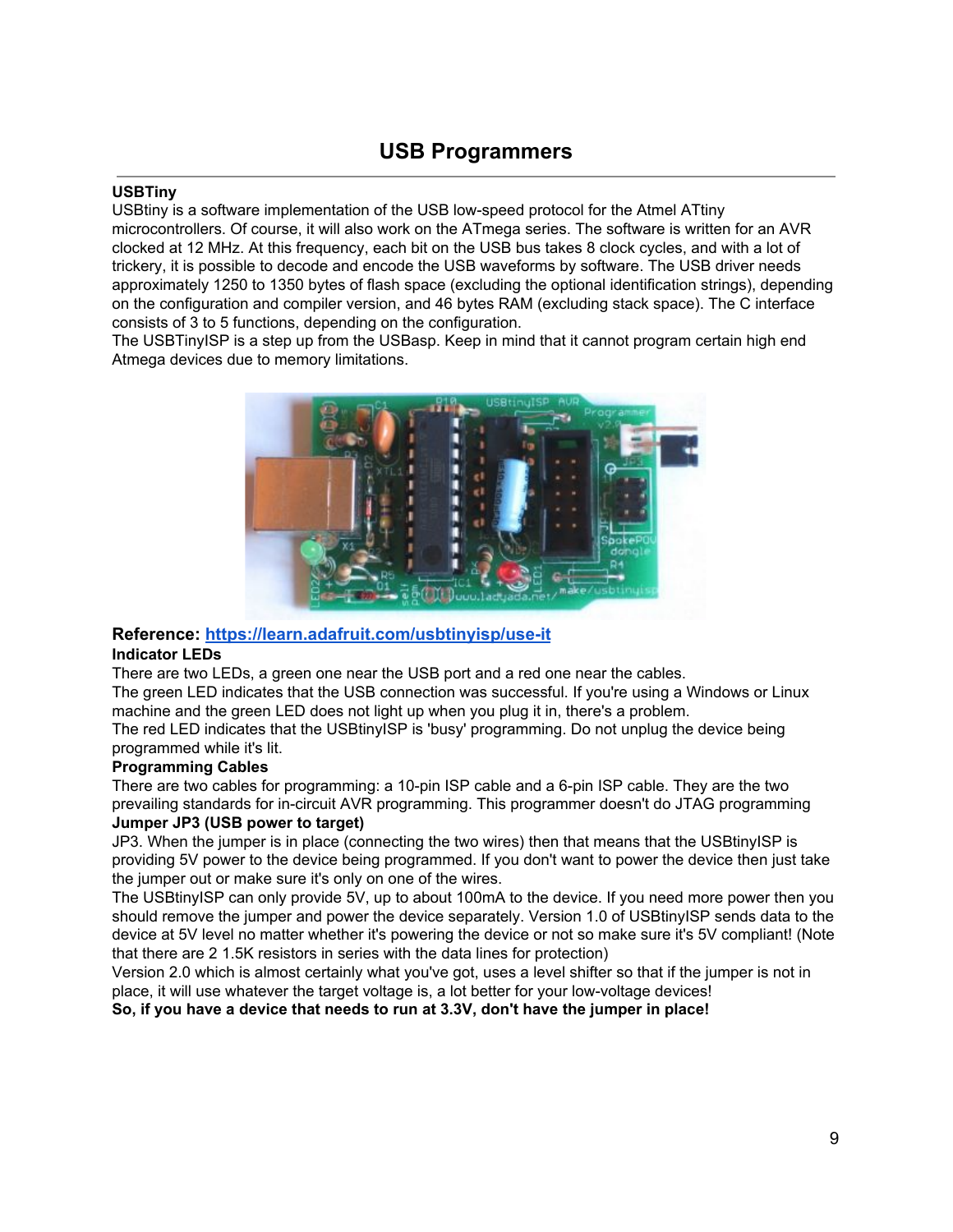# USB Programmers

**USBTiny**

USBtiny is a software implementation of the USB low-speed protocol for the Atmel ATtiny microcontrollers. Of course, it will also work on the ATmega series. The software is written for an AVR clocked at 12 MHz. At this frequency, each bit on the USB bus takes 8 clock cycles, and with a lot of trickery, it is possible to decode and encode the USB waveforms by software. The USB driver needs approximately 1250 to 1350 bytes of flash space (excluding the optional identification strings), depending on the configuration and compiler version, and 46 bytes RAM (excluding stack space). The C interface consists of 3 to 5 functions, depending on the configuration.
The USBTinyISP is a step up from the USBasp. Keep in mind that it cannot program certain high end Atmega devices due to memory limitations.

**Reference: [https://learn.adafruit.com/usbtinyisp/use-it](https://learn.adafruit.com/usbtinyisp/use-it)**

**Indicator LEDs**

There are two LEDs, a green one near the USB port and a red one near the cables.
The green LED indicates that the USB connection was successful. If you're using a Windows or Linux machine and the green LED does not light up when you plug it in, there's a problem.
The red LED indicates that the USBtinyISP is 'busy' programming. Do not unplug the device being programmed while it's lit.

**Programming Cables**

There are two cables for programming: a 10-pin ISP cable and a 6-pin ISP cable. They are the two prevailing standards for in-circuit AVR programming. This programmer doesn't do JTAG programming

**Jumper JP3 (USB power to target)**

JP3. When the jumper is in place (connecting the two wires) then that means that the USBtinyISP is providing 5V power to the device being programmed. If you don't want to power the device then just take the jumper out or make sure it's only on one of the wires.
The USBtinyISP can only provide 5V, up to about 100mA to the device. If you need more power then you should remove the jumper and power the device separately. Version 1.0 of USBtinyISP sends data to the device at 5V level no matter whether it's powering the device or not so make sure it's 5V compliant! (Note that there are 2 1.5K resistors in series with the data lines for protection)
Version 2.0 which is almost certainly what you've got, uses a level shifter so that if the jumper is not in place, it will use whatever the target voltage is, a lot better for your low-voltage devices!
**So, if you have a device that needs to run at 3.3V, don't have the jumper in place!**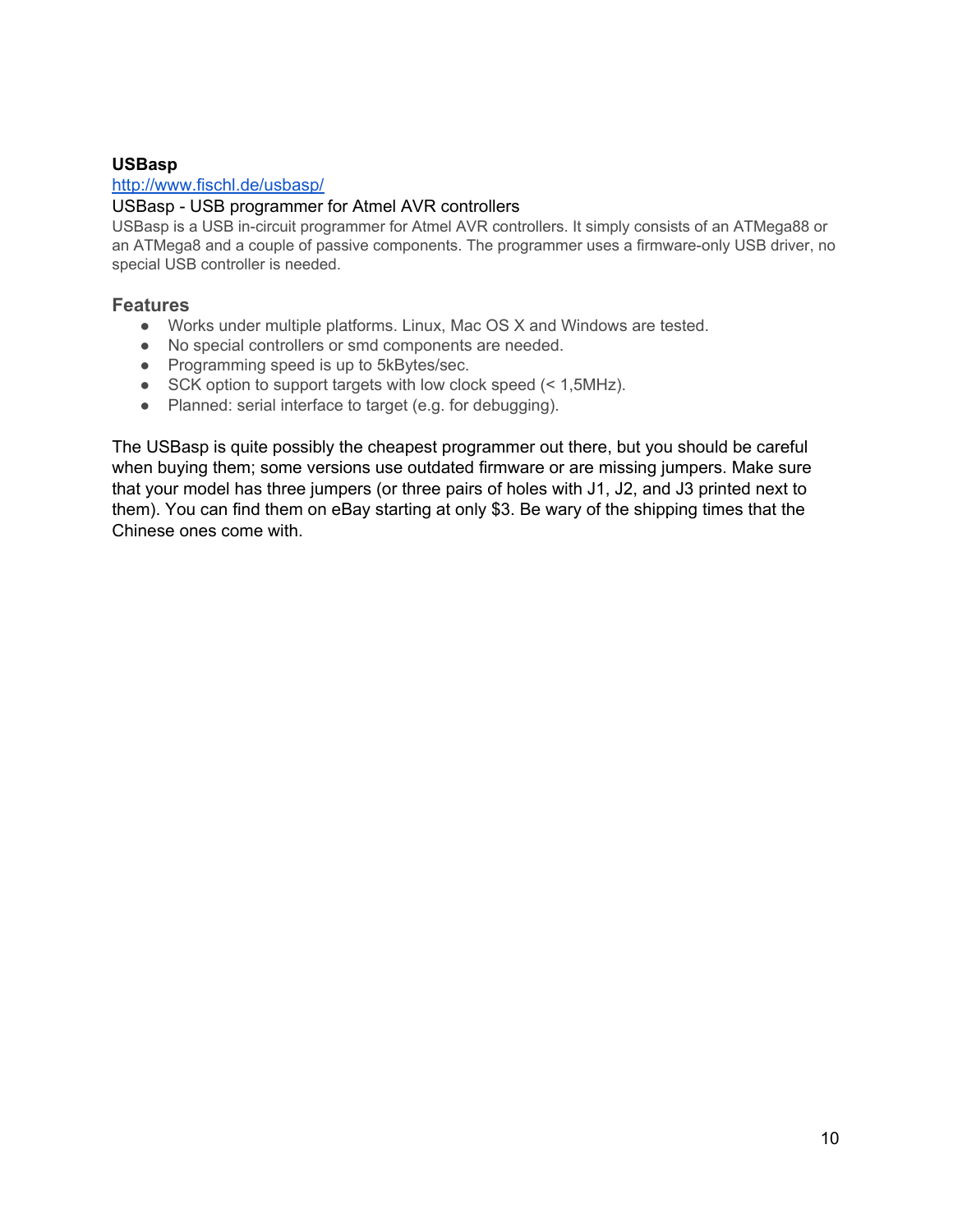**USBasp**

[http://www.fischl.de/usbasp/](http://www.fischl.de/usbasp/)

USBasp - USB programmer for Atmel AVR controllers

USBasp is a USB in-circuit programmer for Atmel AVR controllers. It simply consists of an ATMega88 or an ATMega8 and a couple of passive components. The programmer uses a firmware-only USB driver, no special USB controller is needed.

### Features

- Works under multiple platforms. Linux, Mac OS X and Windows are tested.
- No special controllers or smd components are needed.
- Programming speed is up to 5kBytes/sec.
- SCK option to support targets with low clock speed (< 1,5MHz).
- Planned: serial interface to target (e.g. for debugging).

The USBasp is quite possibly the cheapest programmer out there, but you should be careful when buying them; some versions use outdated firmware or are missing jumpers. Make sure that your model has three jumpers (or three pairs of holes with J1, J2, and J3 printed next to them). You can find them on eBay starting at only $3. Be wary of the shipping times that the Chinese ones come with.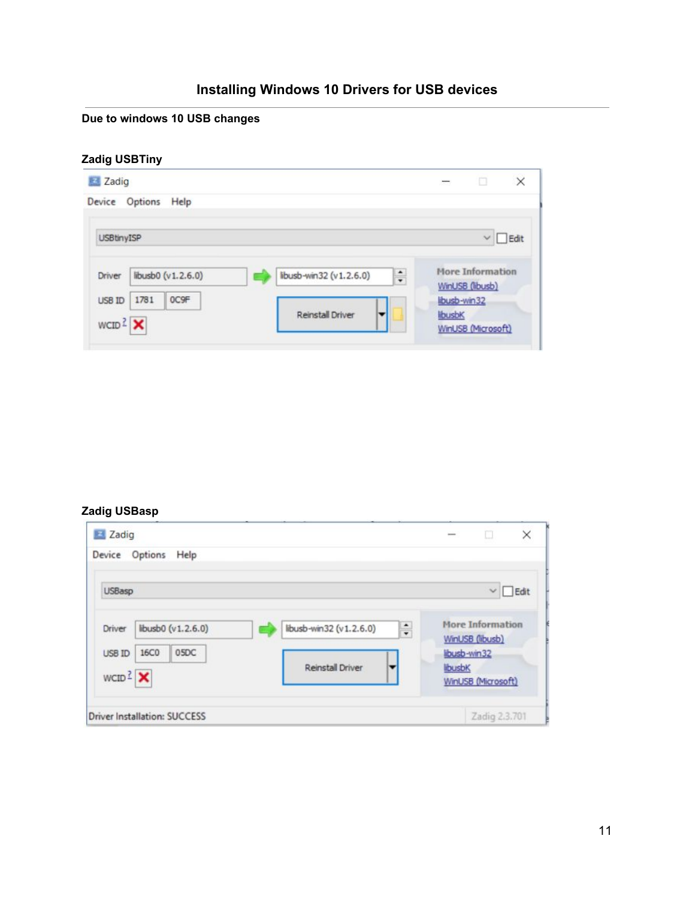# Installing Windows 10 Drivers for USB devices

---

**Due to windows 10 USB changes**

**Zadig USBTiny**

**Zadig USBasp**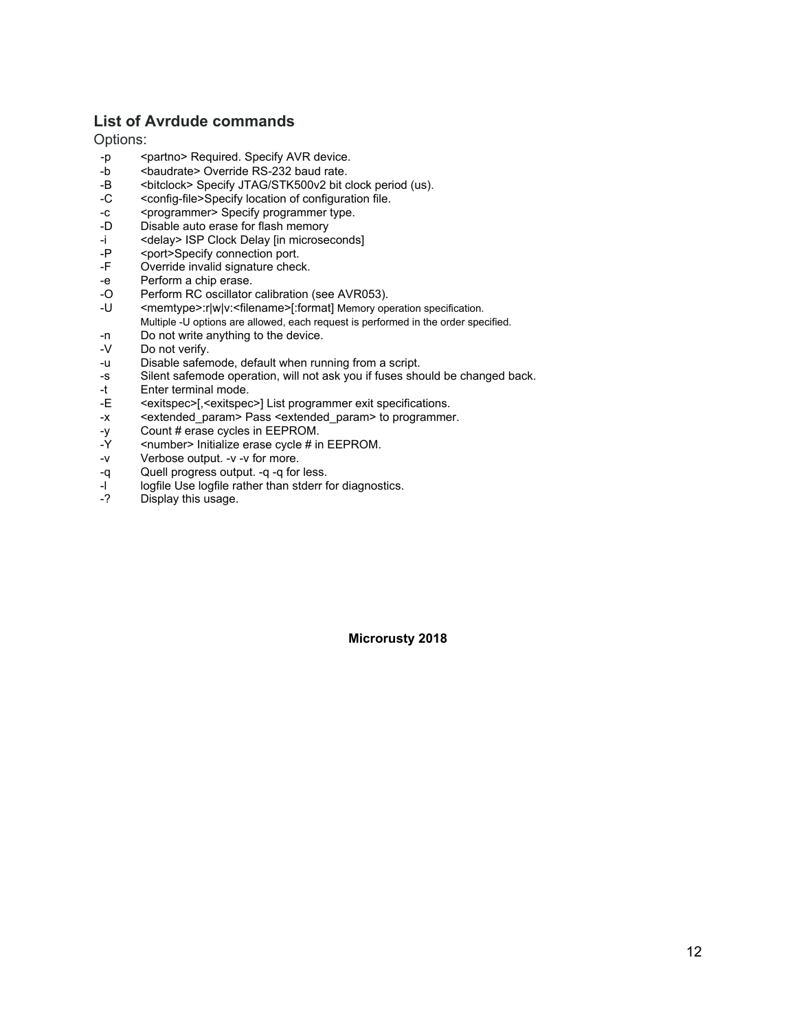## List of Avrdude commands

Options:

| | |
|---|---|
| -p | <partno> Required. Specify AVR device. |
| -b | <baudrate> Override RS-232 baud rate. |
| -B | <bitclock> Specify JTAG/STK500v2 bit clock period (us). |
| -C | <config-file>Specify location of configuration file. |
| -c | <programmer> Specify programmer type. |
| -D | Disable auto erase for flash memory |
| -i | <delay> ISP Clock Delay [in microseconds] |
| -P | <port>Specify connection port. |
| -F | Override invalid signature check. |
| -e | Perform a chip erase. |
| -O | Perform RC oscillator calibration (see AVR053). |
| -U | <memtype>:r\|w\|v:<filename>[:format] Memory operation specification. Multiple -U options are allowed, each request is performed in the order specified. |
| -n | Do not write anything to the device. |
| -V | Do not verify. |
| -u | Disable safemode, default when running from a script. |
| -s | Silent safemode operation, will not ask you if fuses should be changed back. |
| -t | Enter terminal mode. |
| -E | <exitspec>[,<exitspec>] List programmer exit specifications. |
| -x | <extended_param> Pass <extended_param> to programmer. |
| -y | Count # erase cycles in EEPROM. |
| -Y | <number> Initialize erase cycle # in EEPROM. |
| -v | Verbose output. -v -v for more. |
| -q | Quell progress output. -q -q for less. |
| -l | logfile Use logfile rather than stderr for diagnostics. |
| -? | Display this usage. |

**Microrusty 2018**